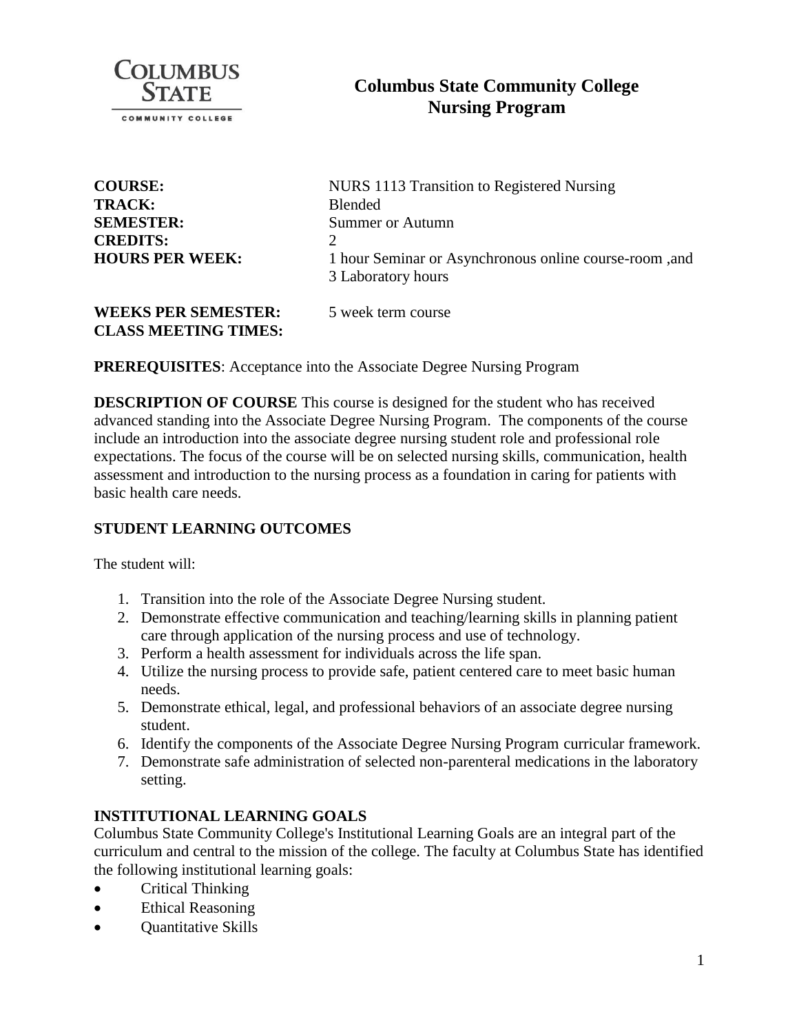# Columbus State Community College
# Nursing Program

| | |
|---|---|
| **COURSE:** | NURS 1113 Transition to Registered Nursing |
| **TRACK:** | Blended |
| **SEMESTER:** | Summer or Autumn |
| **CREDITS:** | 2 |
| **HOURS PER WEEK:** | 1 hour Seminar or Asynchronous online course-room ,and 3 Laboratory hours |
| **WEEKS PER SEMESTER:** | 5 week term course |
| **CLASS MEETING TIMES:** | |

**PREREQUISITES**: Acceptance into the Associate Degree Nursing Program

**DESCRIPTION OF COURSE** This course is designed for the student who has received advanced standing into the Associate Degree Nursing Program. The components of the course include an introduction into the associate degree nursing student role and professional role expectations. The focus of the course will be on selected nursing skills, communication, health assessment and introduction to the nursing process as a foundation in caring for patients with basic health care needs.

## STUDENT LEARNING OUTCOMES

The student will:

1. Transition into the role of the Associate Degree Nursing student.
2. Demonstrate effective communication and teaching/learning skills in planning patient care through application of the nursing process and use of technology.
3. Perform a health assessment for individuals across the life span.
4. Utilize the nursing process to provide safe, patient centered care to meet basic human needs.
5. Demonstrate ethical, legal, and professional behaviors of an associate degree nursing student.
6. Identify the components of the Associate Degree Nursing Program curricular framework.
7. Demonstrate safe administration of selected non-parenteral medications in the laboratory setting.

## INSTITUTIONAL LEARNING GOALS

Columbus State Community College's Institutional Learning Goals are an integral part of the curriculum and central to the mission of the college. The faculty at Columbus State has identified the following institutional learning goals:

- Critical Thinking
- Ethical Reasoning
- Quantitative Skills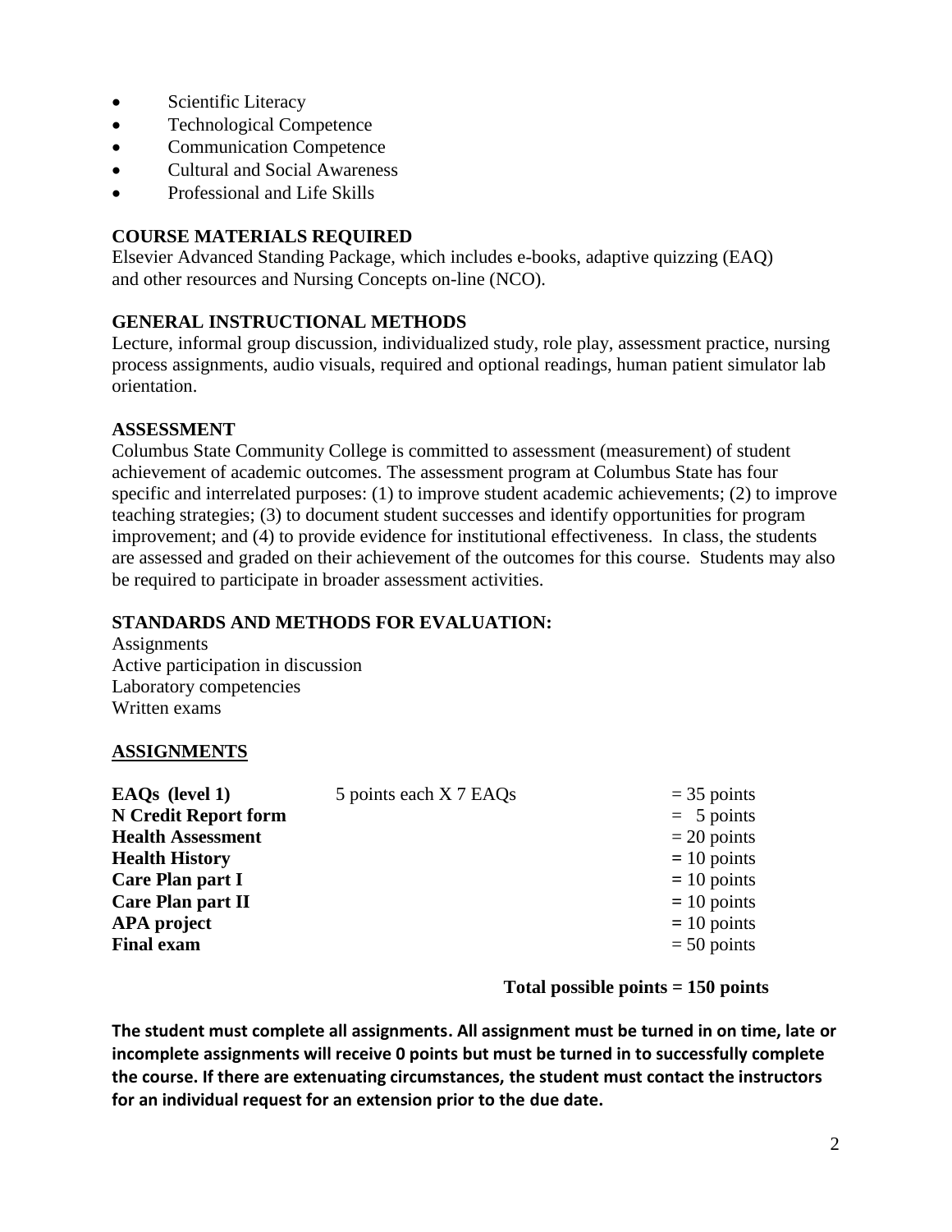- Scientific Literacy
- Technological Competence
- Communication Competence
- Cultural and Social Awareness
- Professional and Life Skills

## COURSE MATERIALS REQUIRED

Elsevier Advanced Standing Package, which includes e-books, adaptive quizzing (EAQ) and other resources and Nursing Concepts on-line (NCO).

## GENERAL INSTRUCTIONAL METHODS

Lecture, informal group discussion, individualized study, role play, assessment practice, nursing process assignments, audio visuals, required and optional readings, human patient simulator lab orientation.

## ASSESSMENT

Columbus State Community College is committed to assessment (measurement) of student achievement of academic outcomes. The assessment program at Columbus State has four specific and interrelated purposes: (1) to improve student academic achievements; (2) to improve teaching strategies; (3) to document student successes and identify opportunities for program improvement; and (4) to provide evidence for institutional effectiveness. In class, the students are assessed and graded on their achievement of the outcomes for this course. Students may also be required to participate in broader assessment activities.

## STANDARDS AND METHODS FOR EVALUATION:

Assignments
Active participation in discussion
Laboratory competencies
Written exams

## ASSIGNMENTS

| | | |
|---|---|---|
| **EAQs (level 1)** | 5 points each X 7 EAQs | = 35 points |
| **N Credit Report form** | | = 5 points |
| **Health Assessment** | | = 20 points |
| **Health History** | | = 10 points |
| **Care Plan part I** | | = 10 points |
| **Care Plan part II** | | = 10 points |
| **APA project** | | = 10 points |
| **Final exam** | | = 50 points |

**Total possible points = 150 points**

**The student must complete all assignments. All assignment must be turned in on time, late or incomplete assignments will receive 0 points but must be turned in to successfully complete the course. If there are extenuating circumstances, the student must contact the instructors for an individual request for an extension prior to the due date.**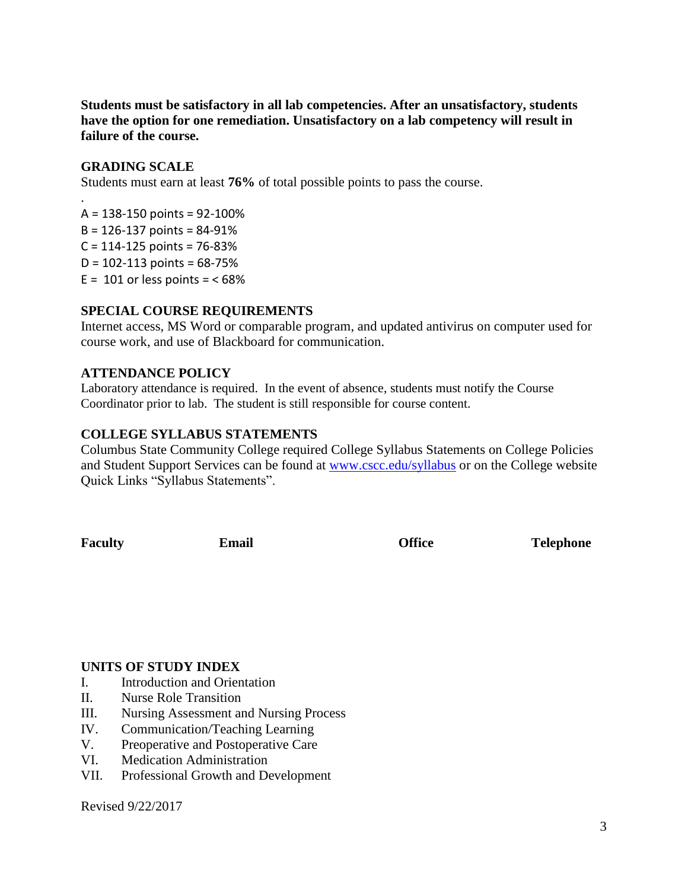**Students must be satisfactory in all lab competencies. After an unsatisfactory, students have the option for one remediation. Unsatisfactory on a lab competency will result in failure of the course.**

## GRADING SCALE

Students must earn at least **76%** of total possible points to pass the course.

.

A = 138-150 points = 92-100%
B = 126-137 points = 84-91%
C = 114-125 points = 76-83%
D = 102-113 points = 68-75%
E = 101 or less points = < 68%

## SPECIAL COURSE REQUIREMENTS

Internet access, MS Word or comparable program, and updated antivirus on computer used for course work, and use of Blackboard for communication.

## ATTENDANCE POLICY

Laboratory attendance is required. In the event of absence, students must notify the Course Coordinator prior to lab. The student is still responsible for course content.

## COLLEGE SYLLABUS STATEMENTS

Columbus State Community College required College Syllabus Statements on College Policies and Student Support Services can be found at www.cscc.edu/syllabus or on the College website Quick Links "Syllabus Statements".

| Faculty | Email | Office | Telephone |
|---|---|---|---|

## UNITS OF STUDY INDEX

I. Introduction and Orientation
II. Nurse Role Transition
III. Nursing Assessment and Nursing Process
IV. Communication/Teaching Learning
V. Preoperative and Postoperative Care
VI. Medication Administration
VII. Professional Growth and Development

Revised 9/22/2017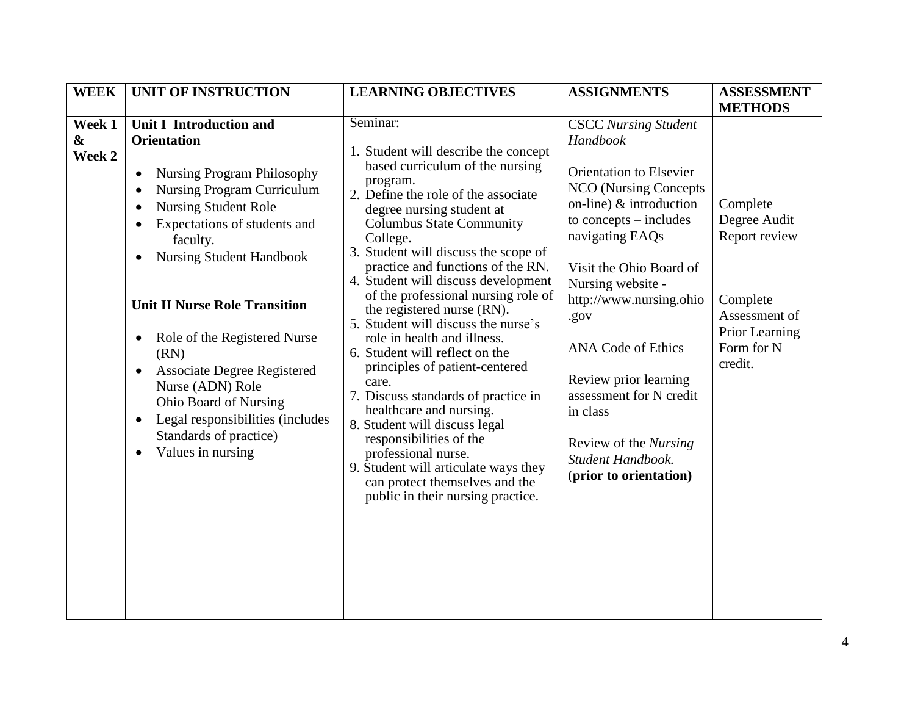| WEEK | UNIT OF INSTRUCTION | LEARNING OBJECTIVES | ASSIGNMENTS | ASSESSMENT METHODS |
|---|---|---|---|---|
| **Week 1 & Week 2** | **Unit I Introduction and Orientation**<br><br>• Nursing Program Philosophy<br>• Nursing Program Curriculum<br>• Nursing Student Role<br>• Expectations of students and faculty.<br>• Nursing Student Handbook<br><br>**Unit II Nurse Role Transition**<br><br>• Role of the Registered Nurse (RN)<br>• Associate Degree Registered Nurse (ADN) Role<br>Ohio Board of Nursing<br>• Legal responsibilities (includes Standards of practice)<br>• Values in nursing | Seminar:<br><br>1. Student will describe the concept based curriculum of the nursing program.<br>2. Define the role of the associate degree nursing student at Columbus State Community College.<br>3. Student will discuss the scope of practice and functions of the RN.<br>4. Student will discuss development of the professional nursing role of the registered nurse (RN).<br>5. Student will discuss the nurse's role in health and illness.<br>6. Student will reflect on the principles of patient-centered care.<br>7. Discuss standards of practice in healthcare and nursing.<br>8. Student will discuss legal responsibilities of the professional nurse.<br>9. Student will articulate ways they can protect themselves and the public in their nursing practice. | CSCC *Nursing Student Handbook*<br><br>Orientation to Elsevier NCO (Nursing Concepts on-line) & introduction to concepts – includes navigating EAQs<br><br>Visit the Ohio Board of Nursing website - http://www.nursing.ohio.gov<br><br>ANA Code of Ethics<br><br>Review prior learning assessment for N credit in class<br><br>Review of the *Nursing Student Handbook.* (**prior to orientation)** | Complete Degree Audit Report review<br><br>Complete Assessment of Prior Learning Form for N credit. |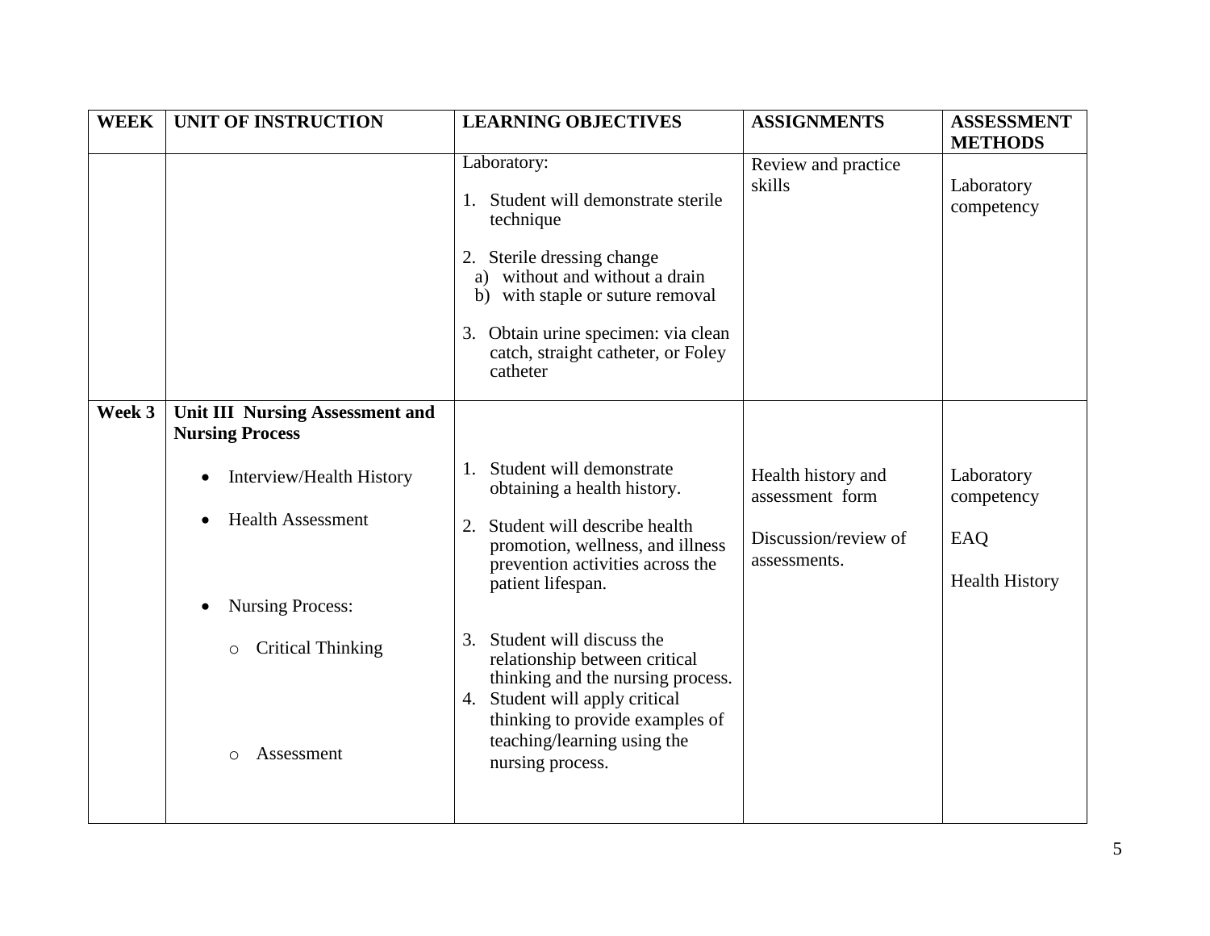| WEEK | UNIT OF INSTRUCTION | LEARNING OBJECTIVES | ASSIGNMENTS | ASSESSMENT METHODS |
|---|---|---|---|---|
| | | Laboratory:<br><br>1. Student will demonstrate sterile technique<br><br>2. Sterile dressing change<br>a) without and without a drain<br>b) with staple or suture removal<br><br>3. Obtain urine specimen: via clean catch, straight catheter, or Foley catheter | Review and practice skills | Laboratory competency |
| **Week 3** | **Unit III Nursing Assessment and Nursing Process**<br><br>• Interview/Health History<br><br>• Health Assessment<br><br>• Nursing Process:<br><br>○ Critical Thinking<br><br>○ Assessment | 1. Student will demonstrate obtaining a health history.<br><br>2. Student will describe health promotion, wellness, and illness prevention activities across the patient lifespan.<br><br>3. Student will discuss the relationship between critical thinking and the nursing process.<br>4. Student will apply critical thinking to provide examples of teaching/learning using the nursing process. | Health history and assessment form<br><br>Discussion/review of assessments. | Laboratory competency<br><br>EAQ<br><br>Health History |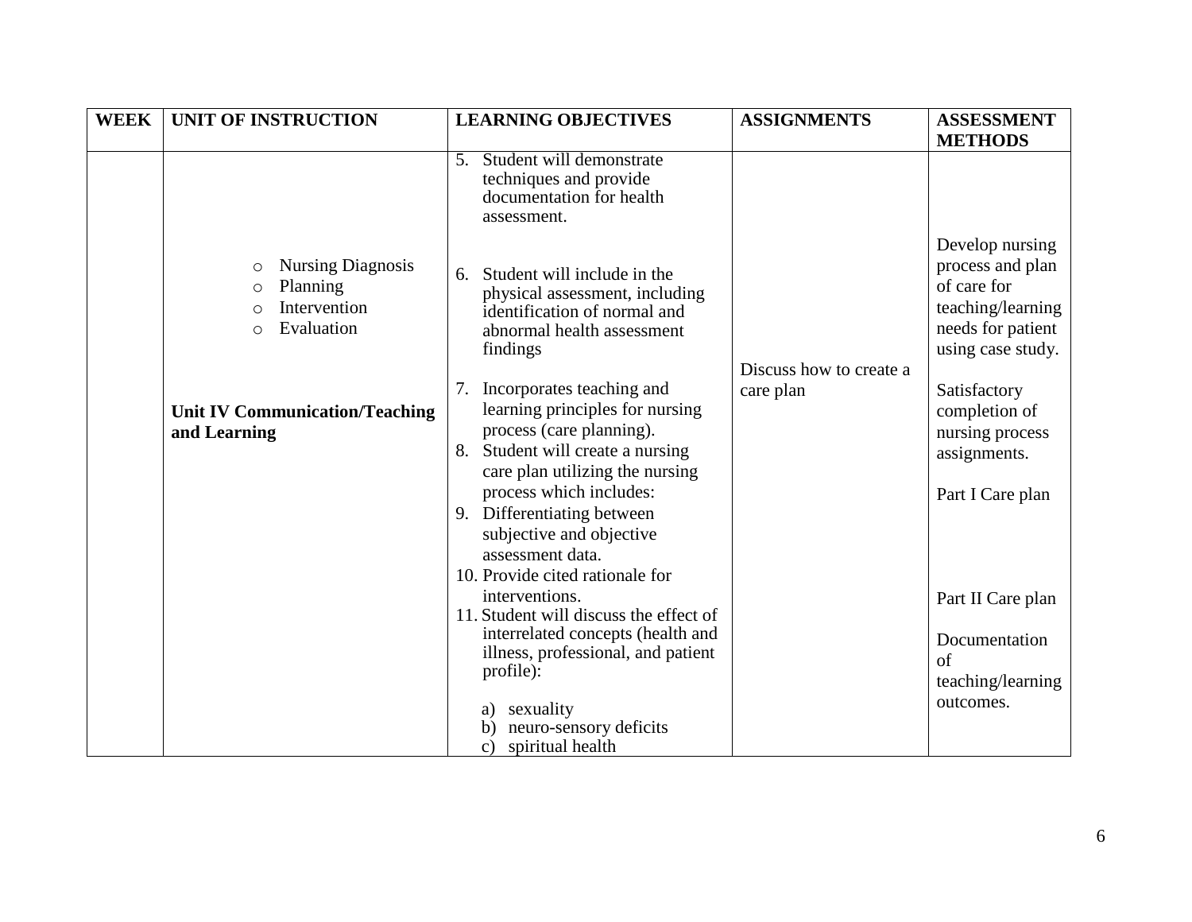| WEEK | UNIT OF INSTRUCTION | LEARNING OBJECTIVES | ASSIGNMENTS | ASSESSMENT METHODS |
|---|---|---|---|---|
| | ○ Nursing Diagnosis<br>○ Planning<br>○ Intervention<br>○ Evaluation<br><br>**Unit IV Communication/Teaching and Learning** | 5. Student will demonstrate techniques and provide documentation for health assessment.<br><br>6. Student will include in the physical assessment, including identification of normal and abnormal health assessment findings<br><br>7. Incorporates teaching and learning principles for nursing process (care planning).<br>8. Student will create a nursing care plan utilizing the nursing process which includes:<br>9. Differentiating between subjective and objective assessment data.<br>10. Provide cited rationale for interventions.<br>11. Student will discuss the effect of interrelated concepts (health and illness, professional, and patient profile):<br><br>a) sexuality<br>b) neuro-sensory deficits<br>c) spiritual health | Discuss how to create a care plan | Develop nursing process and plan of care for teaching/learning needs for patient using case study.<br><br>Satisfactory completion of nursing process assignments.<br><br>Part I Care plan<br><br>Part II Care plan<br><br>Documentation of teaching/learning outcomes. |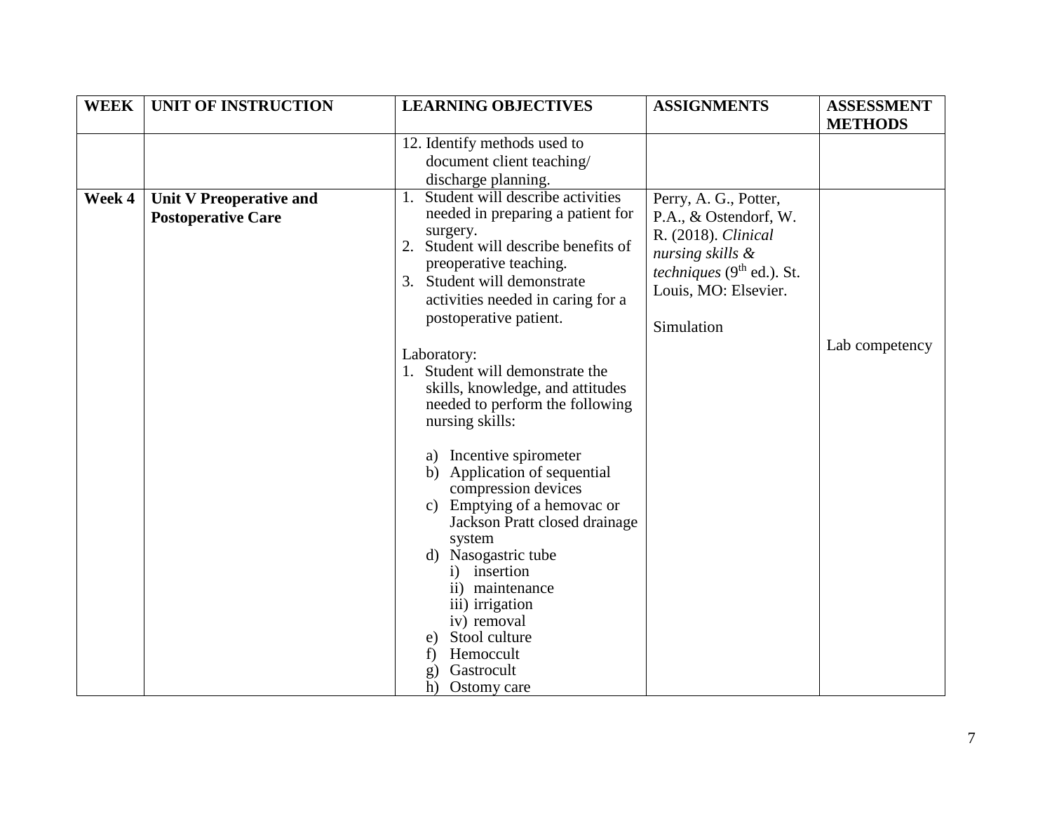| WEEK | UNIT OF INSTRUCTION | LEARNING OBJECTIVES | ASSIGNMENTS | ASSESSMENT METHODS |
|---|---|---|---|---|
| | | 12. Identify methods used to document client teaching/ discharge planning. | | |
| **Week 4** | **Unit V Preoperative and Postoperative Care** | 1. Student will describe activities needed in preparing a patient for surgery.<br>2. Student will describe benefits of preoperative teaching.<br>3. Student will demonstrate activities needed in caring for a postoperative patient.<br><br>Laboratory:<br>1. Student will demonstrate the skills, knowledge, and attitudes needed to perform the following nursing skills:<br><br>a) Incentive spirometer<br>b) Application of sequential compression devices<br>c) Emptying of a hemovac or Jackson Pratt closed drainage system<br>d) Nasogastric tube<br>i) insertion<br>ii) maintenance<br>iii) irrigation<br>iv) removal<br>e) Stool culture<br>f) Hemoccult<br>g) Gastrocult<br>h) Ostomy care | Perry, A. G., Potter, P.A., & Ostendorf, W. R. (2018). *Clinical nursing skills & techniques* (9th ed.). St. Louis, MO: Elsevier.<br><br>Simulation | Lab competency |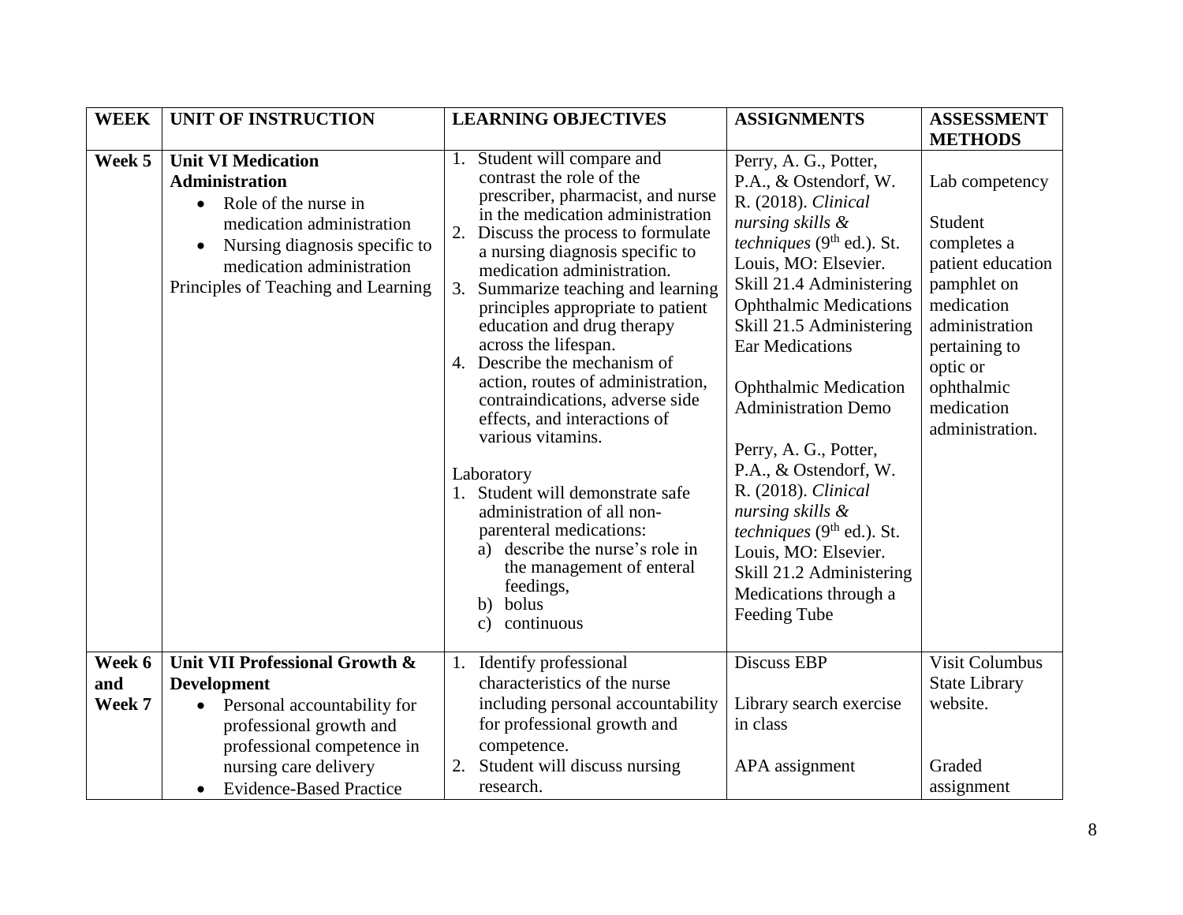| WEEK | UNIT OF INSTRUCTION | LEARNING OBJECTIVES | ASSIGNMENTS | ASSESSMENT METHODS |
|---|---|---|---|---|
| Week 5 | **Unit VI Medication Administration**<br>• Role of the nurse in medication administration<br>• Nursing diagnosis specific to medication administration<br>Principles of Teaching and Learning | 1. Student will compare and contrast the role of the prescriber, pharmacist, and nurse in the medication administration<br>2. Discuss the process to formulate a nursing diagnosis specific to medication administration.<br>3. Summarize teaching and learning principles appropriate to patient education and drug therapy across the lifespan.<br>4. Describe the mechanism of action, routes of administration, contraindications, adverse side effects, and interactions of various vitamins.<br><br>Laboratory<br>1. Student will demonstrate safe administration of all non-parenteral medications:<br>a) describe the nurse's role in the management of enteral feedings,<br>b) bolus<br>c) continuous | Perry, A. G., Potter, P.A., & Ostendorf, W. R. (2018). *Clinical nursing skills & techniques* (9th ed.). St. Louis, MO: Elsevier. Skill 21.4 Administering Ophthalmic Medications Skill 21.5 Administering Ear Medications<br><br>Ophthalmic Medication Administration Demo<br><br>Perry, A. G., Potter, P.A., & Ostendorf, W. R. (2018). *Clinical nursing skills & techniques* (9th ed.). St. Louis, MO: Elsevier. Skill 21.2 Administering Medications through a Feeding Tube | Lab competency<br><br>Student completes a patient education pamphlet on medication administration pertaining to optic or ophthalmic medication administration. |
| Week 6 and Week 7 | **Unit VII Professional Growth & Development**<br>• Personal accountability for professional growth and professional competence in nursing care delivery<br>• Evidence-Based Practice | 1. Identify professional characteristics of the nurse including personal accountability for professional growth and competence.<br>2. Student will discuss nursing research. | Discuss EBP<br><br>Library search exercise in class<br><br>APA assignment | Visit Columbus State Library website.<br><br>Graded assignment |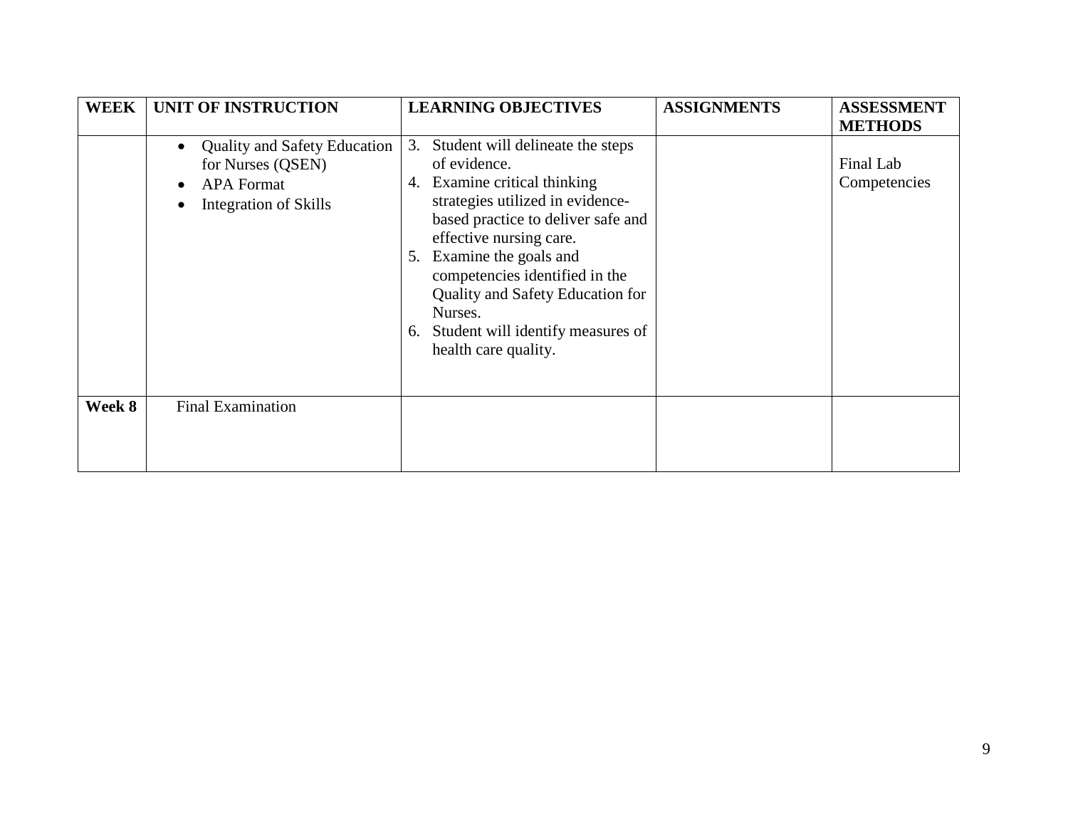| WEEK | UNIT OF INSTRUCTION | LEARNING OBJECTIVES | ASSIGNMENTS | ASSESSMENT METHODS |
|---|---|---|---|---|
| | • Quality and Safety Education for Nurses (QSEN)<br>• APA Format<br>• Integration of Skills | 3. Student will delineate the steps of evidence.<br>4. Examine critical thinking strategies utilized in evidence-based practice to deliver safe and effective nursing care.<br>5. Examine the goals and competencies identified in the Quality and Safety Education for Nurses.<br>6. Student will identify measures of health care quality. | | Final Lab Competencies |
| **Week 8** | Final Examination | | | |